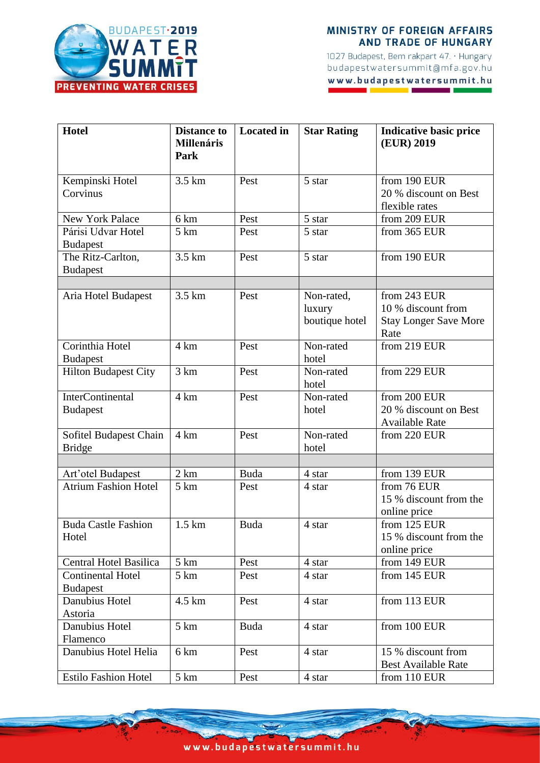| Hotel | Distance to Millenáris Park | Located in | Star Rating | Indicative basic price (EUR) 2019 |
|---|---|---|---|---|
| Kempinski Hotel Corvinus | 3.5 km | Pest | 5 star | from 190 EUR<br>20 % discount on Best flexible rates |
| New York Palace | 6 km | Pest | 5 star | from 209 EUR |
| Párisi Udvar Hotel Budapest | 5 km | Pest | 5 star | from 365 EUR |
| The Ritz-Carlton, Budapest | 3.5 km | Pest | 5 star | from 190 EUR |
| | | | | |
| Aria Hotel Budapest | 3.5 km | Pest | Non-rated, luxury boutique hotel | from 243 EUR<br>10 % discount from Stay Longer Save More Rate |
| Corinthia Hotel Budapest | 4 km | Pest | Non-rated hotel | from 219 EUR |
| Hilton Budapest City | 3 km | Pest | Non-rated hotel | from 229 EUR |
| InterContinental Budapest | 4 km | Pest | Non-rated hotel | from 200 EUR<br>20 % discount on Best Available Rate |
| Sofitel Budapest Chain Bridge | 4 km | Pest | Non-rated hotel | from 220 EUR |
| | | | | |
| Art'otel Budapest | 2 km | Buda | 4 star | from 139 EUR |
| Atrium Fashion Hotel | 5 km | Pest | 4 star | from 76 EUR<br>15 % discount from the online price |
| Buda Castle Fashion Hotel | 1.5 km | Buda | 4 star | from 125 EUR<br>15 % discount from the online price |
| Central Hotel Basilica | 5 km | Pest | 4 star | from 149 EUR |
| Continental Hotel Budapest | 5 km | Pest | 4 star | from 145 EUR |
| Danubius Hotel Astoria | 4.5 km | Pest | 4 star | from 113 EUR |
| Danubius Hotel Flamenco | 5 km | Buda | 4 star | from 100 EUR |
| Danubius Hotel Helia | 6 km | Pest | 4 star | 15 % discount from Best Available Rate |
| Estilo Fashion Hotel | 5 km | Pest | 4 star | from 110 EUR |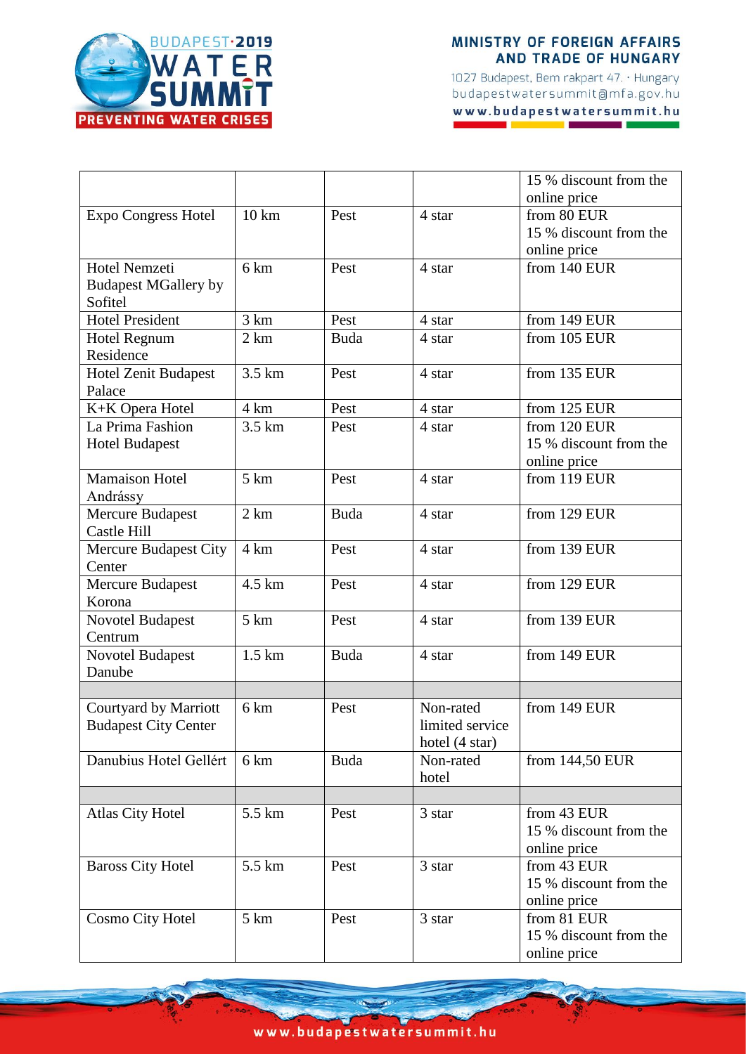| | | | | 15 % discount from the online price |
|---|---|---|---|---|
| Expo Congress Hotel | 10 km | Pest | 4 star | from 80 EUR 15 % discount from the online price |
| Hotel Nemzeti Budapest MGallery by Sofitel | 6 km | Pest | 4 star | from 140 EUR |
| Hotel President | 3 km | Pest | 4 star | from 149 EUR |
| Hotel Regnum Residence | 2 km | Buda | 4 star | from 105 EUR |
| Hotel Zenit Budapest Palace | 3.5 km | Pest | 4 star | from 135 EUR |
| K+K Opera Hotel | 4 km | Pest | 4 star | from 125 EUR |
| La Prima Fashion Hotel Budapest | 3.5 km | Pest | 4 star | from 120 EUR 15 % discount from the online price |
| Mamaison Hotel Andrássy | 5 km | Pest | 4 star | from 119 EUR |
| Mercure Budapest Castle Hill | 2 km | Buda | 4 star | from 129 EUR |
| Mercure Budapest City Center | 4 km | Pest | 4 star | from 139 EUR |
| Mercure Budapest Korona | 4.5 km | Pest | 4 star | from 129 EUR |
| Novotel Budapest Centrum | 5 km | Pest | 4 star | from 139 EUR |
| Novotel Budapest Danube | 1.5 km | Buda | 4 star | from 149 EUR |
| | | | | |
| Courtyard by Marriott Budapest City Center | 6 km | Pest | Non-rated limited service hotel (4 star) | from 149 EUR |
| Danubius Hotel Gellért | 6 km | Buda | Non-rated hotel | from 144,50 EUR |
| | | | | |
| Atlas City Hotel | 5.5 km | Pest | 3 star | from 43 EUR 15 % discount from the online price |
| Baross City Hotel | 5.5 km | Pest | 3 star | from 43 EUR 15 % discount from the online price |
| Cosmo City Hotel | 5 km | Pest | 3 star | from 81 EUR 15 % discount from the online price |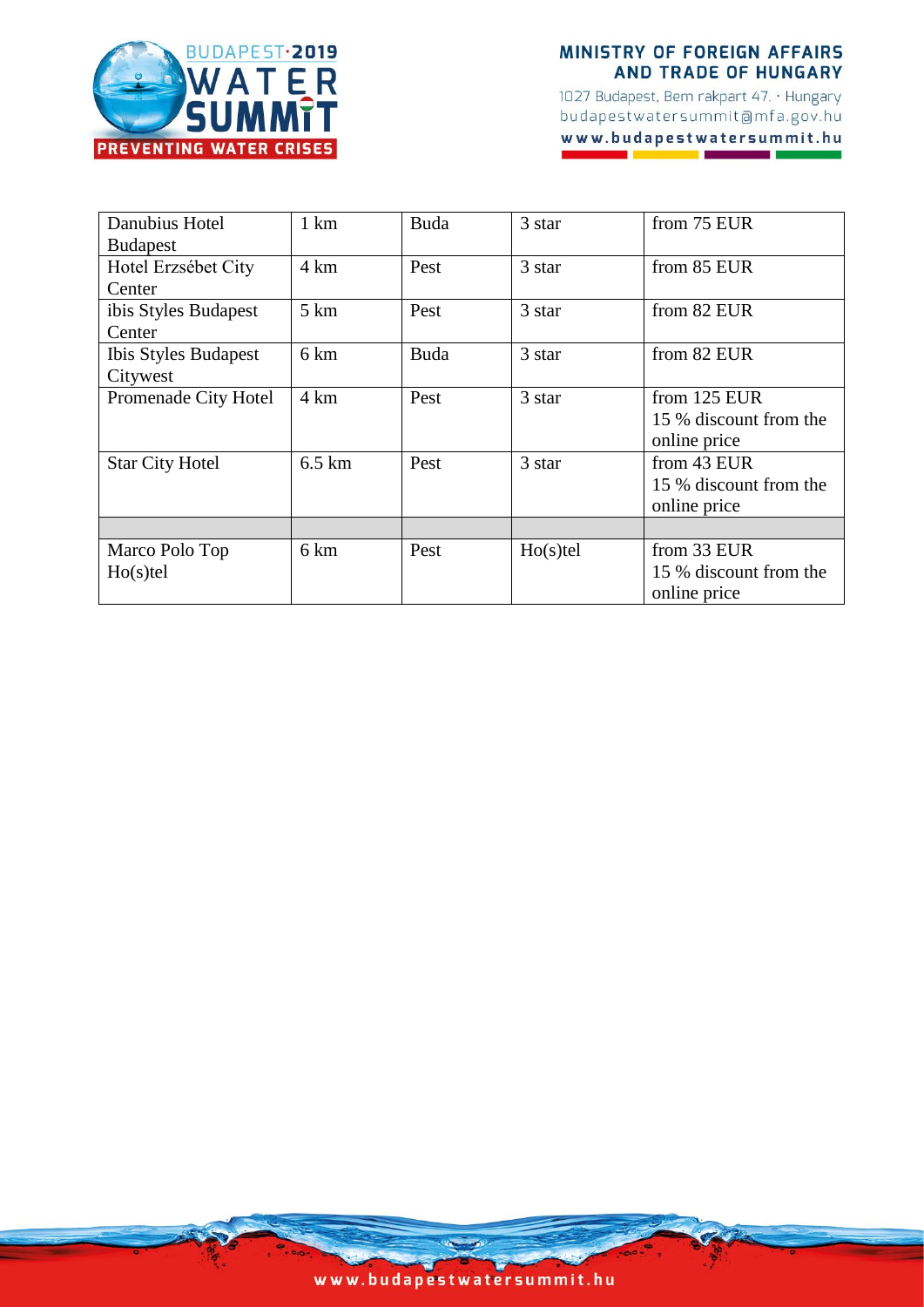| | | | | |
|---|---|---|---|---|
| Danubius Hotel Budapest | 1 km | Buda | 3 star | from 75 EUR |
| Hotel Erzsébet City Center | 4 km | Pest | 3 star | from 85 EUR |
| ibis Styles Budapest Center | 5 km | Pest | 3 star | from 82 EUR |
| Ibis Styles Budapest Citywest | 6 km | Buda | 3 star | from 82 EUR |
| Promenade City Hotel | 4 km | Pest | 3 star | from 125 EUR 15 % discount from the online price |
| Star City Hotel | 6.5 km | Pest | 3 star | from 43 EUR 15 % discount from the online price |
| | | | | |
| Marco Polo Top Ho(s)tel | 6 km | Pest | Ho(s)tel | from 33 EUR 15 % discount from the online price |